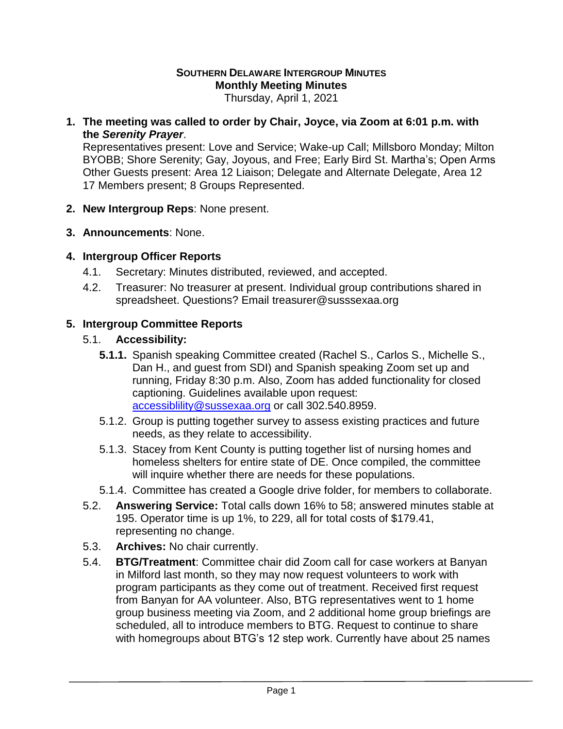**SOUTHERN DELAWARE INTERGROUP MINUTES**
**Monthly Meeting Minutes**
Thursday, April 1, 2021

1. **The meeting was called to order by Chair, Joyce, via Zoom at 6:01 p.m. with the *Serenity Prayer*.**
   Representatives present: Love and Service; Wake-up Call; Millsboro Monday; Milton BYOBB; Shore Serenity; Gay, Joyous, and Free; Early Bird St. Martha's; Open Arms
   Other Guests present: Area 12 Liaison; Delegate and Alternate Delegate, Area 12
   17 Members present; 8 Groups Represented.

2. **New Intergroup Reps**: None present.

3. **Announcements**: None.

4. **Intergroup Officer Reports**
   4.1. Secretary: Minutes distributed, reviewed, and accepted.
   4.2. Treasurer: No treasurer at present. Individual group contributions shared in spreadsheet. Questions? Email treasurer@susssexaa.org

5. **Intergroup Committee Reports**
   5.1. **Accessibility:**
      **5.1.1.** Spanish speaking Committee created (Rachel S., Carlos S., Michelle S., Dan H., and guest from SDI) and Spanish speaking Zoom set up and running, Friday 8:30 p.m. Also, Zoom has added functionality for closed captioning. Guidelines available upon request: accessiblility@sussexaa.org or call 302.540.8959.
      5.1.2. Group is putting together survey to assess existing practices and future needs, as they relate to accessibility.
      5.1.3. Stacey from Kent County is putting together list of nursing homes and homeless shelters for entire state of DE. Once compiled, the committee will inquire whether there are needs for these populations.
      5.1.4. Committee has created a Google drive folder, for members to collaborate.
   5.2. **Answering Service:** Total calls down 16% to 58; answered minutes stable at 195. Operator time is up 1%, to 229, all for total costs of $179.41, representing no change.
   5.3. **Archives:** No chair currently.
   5.4. **BTG/Treatment**: Committee chair did Zoom call for case workers at Banyan in Milford last month, so they may now request volunteers to work with program participants as they come out of treatment. Received first request from Banyan for AA volunteer. Also, BTG representatives went to 1 home group business meeting via Zoom, and 2 additional home group briefings are scheduled, all to introduce members to BTG. Request to continue to share with homegroups about BTG's 12 step work. Currently have about 25 names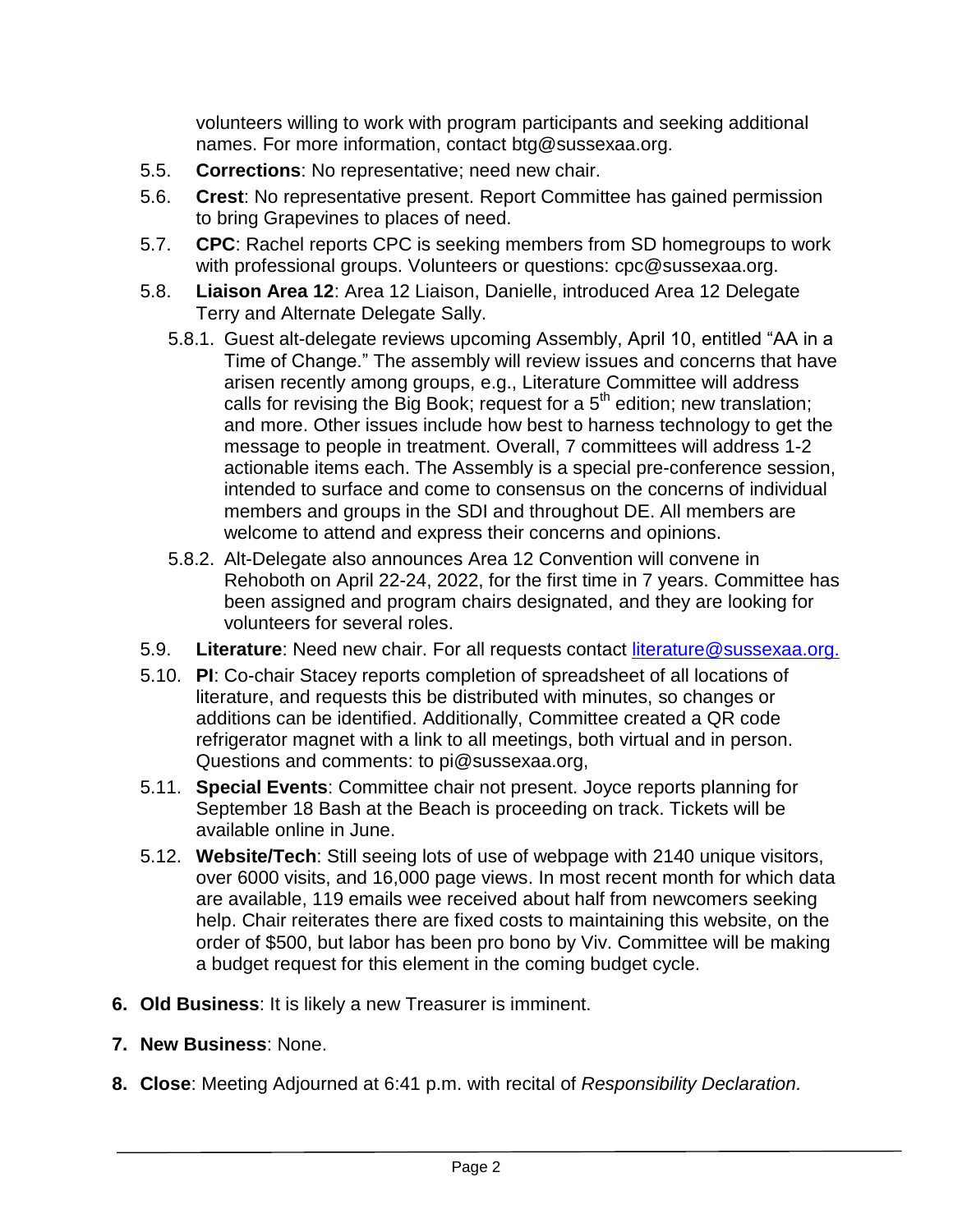volunteers willing to work with program participants and seeking additional names. For more information, contact btg@sussexaa.org.

5.5. **Corrections**: No representative; need new chair.

5.6. **Crest**: No representative present. Report Committee has gained permission to bring Grapevines to places of need.

5.7. **CPC**: Rachel reports CPC is seeking members from SD homegroups to work with professional groups. Volunteers or questions: cpc@sussexaa.org.

5.8. **Liaison Area 12**: Area 12 Liaison, Danielle, introduced Area 12 Delegate Terry and Alternate Delegate Sally.

5.8.1. Guest alt-delegate reviews upcoming Assembly, April 10, entitled "AA in a Time of Change." The assembly will review issues and concerns that have arisen recently among groups, e.g., Literature Committee will address calls for revising the Big Book; request for a 5th edition; new translation; and more. Other issues include how best to harness technology to get the message to people in treatment. Overall, 7 committees will address 1-2 actionable items each. The Assembly is a special pre-conference session, intended to surface and come to consensus on the concerns of individual members and groups in the SDI and throughout DE. All members are welcome to attend and express their concerns and opinions.

5.8.2. Alt-Delegate also announces Area 12 Convention will convene in Rehoboth on April 22-24, 2022, for the first time in 7 years. Committee has been assigned and program chairs designated, and they are looking for volunteers for several roles.

5.9. **Literature**: Need new chair. For all requests contact literature@sussexaa.org.

5.10. **PI**: Co-chair Stacey reports completion of spreadsheet of all locations of literature, and requests this be distributed with minutes, so changes or additions can be identified. Additionally, Committee created a QR code refrigerator magnet with a link to all meetings, both virtual and in person. Questions and comments: to pi@sussexaa.org,

5.11. **Special Events**: Committee chair not present. Joyce reports planning for September 18 Bash at the Beach is proceeding on track. Tickets will be available online in June.

5.12. **Website/Tech**: Still seeing lots of use of webpage with 2140 unique visitors, over 6000 visits, and 16,000 page views. In most recent month for which data are available, 119 emails wee received about half from newcomers seeking help. Chair reiterates there are fixed costs to maintaining this website, on the order of $500, but labor has been pro bono by Viv. Committee will be making a budget request for this element in the coming budget cycle.

6. **Old Business**: It is likely a new Treasurer is imminent.

7. **New Business**: None.

8. **Close**: Meeting Adjourned at 6:41 p.m. with recital of *Responsibility Declaration.*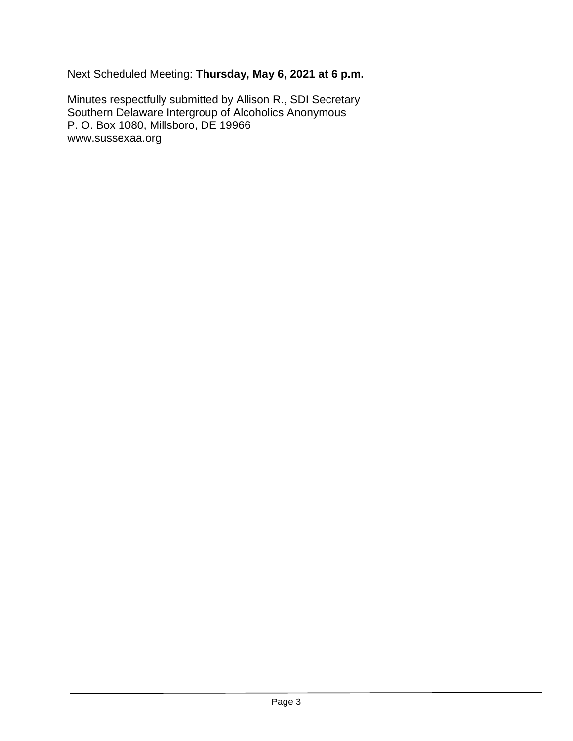Next Scheduled Meeting: **Thursday, May 6, 2021 at 6 p.m.**

Minutes respectfully submitted by Allison R., SDI Secretary
Southern Delaware Intergroup of Alcoholics Anonymous
P. O. Box 1080, Millsboro, DE 19966
www.sussexaa.org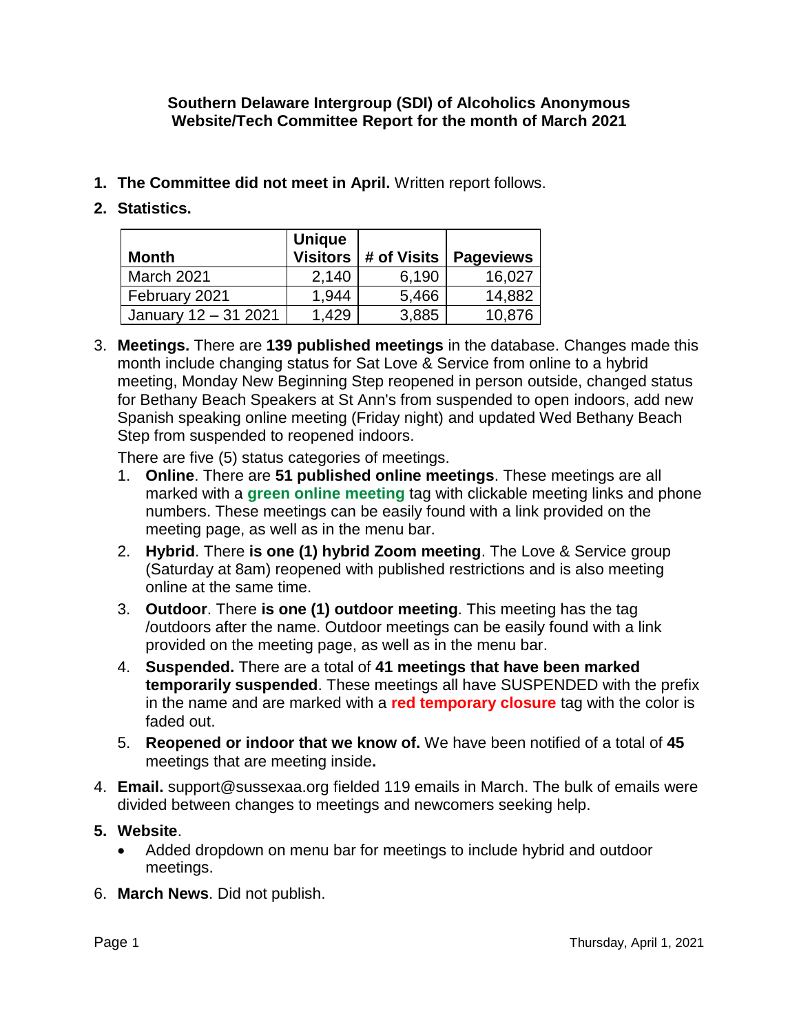**Southern Delaware Intergroup (SDI) of Alcoholics Anonymous**
**Website/Tech Committee Report for the month of March 2021**

1. **The Committee did not meet in April.** Written report follows.
2. **Statistics.**

| Month | Unique Visitors | # of Visits | Pageviews |
|---|---|---|---|
| March 2021 | 2,140 | 6,190 | 16,027 |
| February 2021 | 1,944 | 5,466 | 14,882 |
| January 12 – 31 2021 | 1,429 | 3,885 | 10,876 |

3. **Meetings.** There are **139 published meetings** in the database. Changes made this month include changing status for Sat Love & Service from online to a hybrid meeting, Monday New Beginning Step reopened in person outside, changed status for Bethany Beach Speakers at St Ann's from suspended to open indoors, add new Spanish speaking online meeting (Friday night) and updated Wed Bethany Beach Step from suspended to reopened indoors.

   There are five (5) status categories of meetings.

   1. **Online**. There are **51 published online meetings**. These meetings are all marked with a **green online meeting** tag with clickable meeting links and phone numbers. These meetings can be easily found with a link provided on the meeting page, as well as in the menu bar.
   2. **Hybrid**. There **is one (1) hybrid Zoom meeting**. The Love & Service group (Saturday at 8am) reopened with published restrictions and is also meeting online at the same time.
   3. **Outdoor**. There **is one (1) outdoor meeting**. This meeting has the tag /outdoors after the name. Outdoor meetings can be easily found with a link provided on the meeting page, as well as in the menu bar.
   4. **Suspended.** There are a total of **41 meetings that have been marked temporarily suspended**. These meetings all have SUSPENDED with the prefix in the name and are marked with a **red temporary closure** tag with the color is faded out.
   5. **Reopened or indoor that we know of.** We have been notified of a total of **45** meetings that are meeting inside**.**

4. **Email.** support@sussexaa.org fielded 119 emails in March. The bulk of emails were divided between changes to meetings and newcomers seeking help.
5. **Website**.
   - Added dropdown on menu bar for meetings to include hybrid and outdoor meetings.
6. **March News**. Did not publish.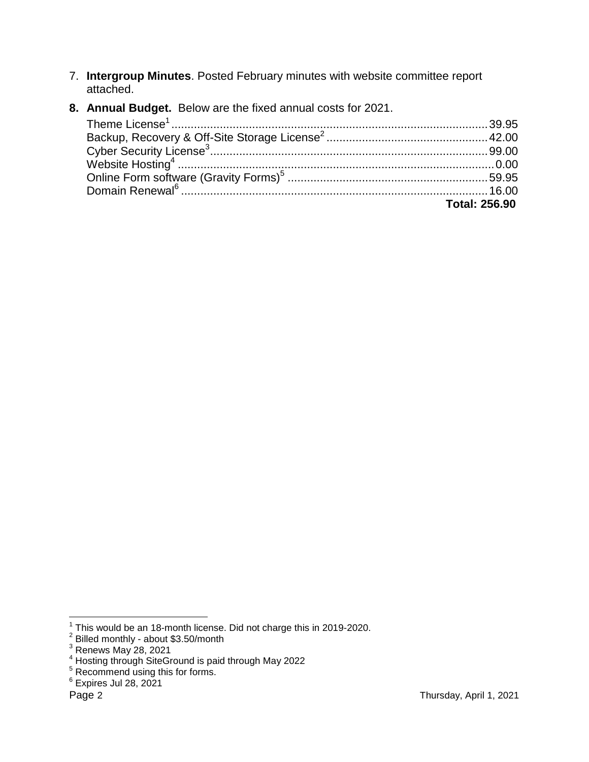7. **Intergroup Minutes**. Posted February minutes with website committee report attached.

8. **Annual Budget.** Below are the fixed annual costs for 2021.

| | |
|---|---|
| Theme License[1] | 39.95 |
| Backup, Recovery & Off-Site Storage License[2] | 42.00 |
| Cyber Security License[3] | 99.00 |
| Website Hosting[4] | 0.00 |
| Online Form software (Gravity Forms)[5] | 59.95 |
| Domain Renewal[6] | 16.00 |
| | **Total: 256.90** |

[1] This would be an 18-month license. Did not charge this in 2019-2020.
[2] Billed monthly - about $3.50/month
[3] Renews May 28, 2021
[4] Hosting through SiteGround is paid through May 2022
[5] Recommend using this for forms.
[6] Expires Jul 28, 2021